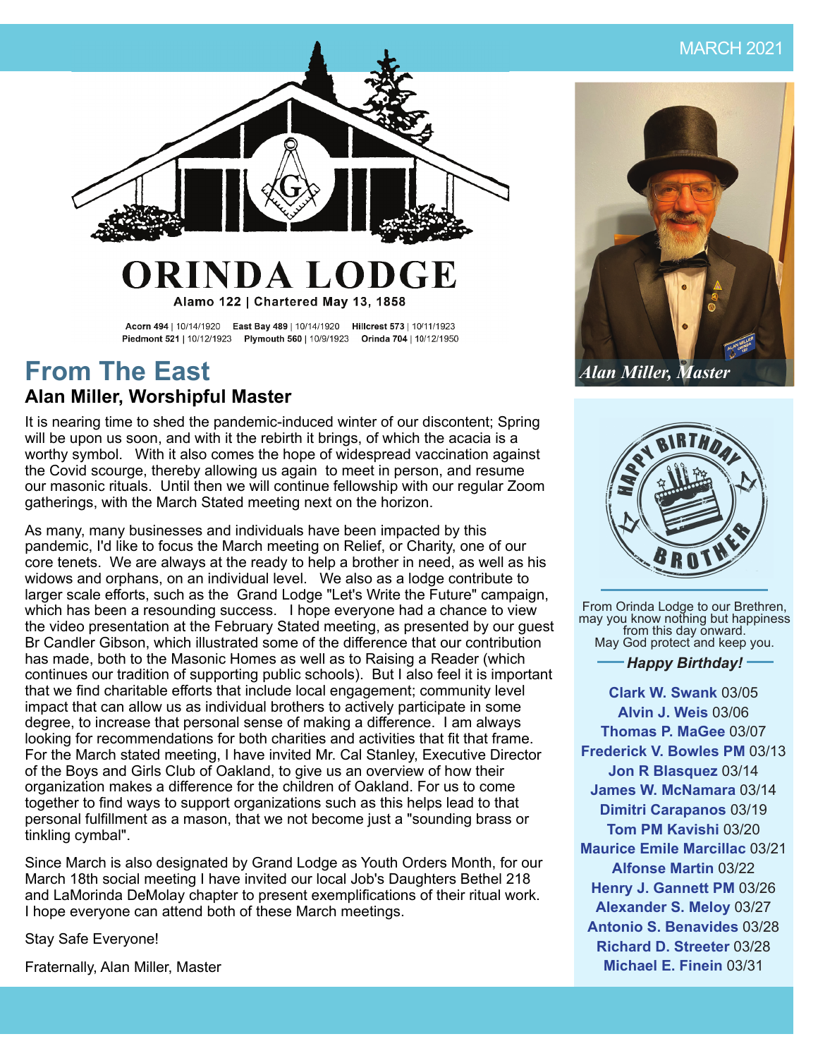MARCH 2021

# ORINDA LODGE

Alamo 122 | Chartered May 13, 1858

**Acorn 494** | 10/14/1920 **East Bay 489** | 10/14/1920 **Hillcrest 573** | 10/11/1923
**Piedmont 521** | 10/12/1923 **Plymouth 560** | 10/9/1923 **Orinda 704** | 10/12/1950

## From The East

### Alan Miller, Worshipful Master

It is nearing time to shed the pandemic-induced winter of our discontent; Spring will be upon us soon, and with it the rebirth it brings, of which the acacia is a worthy symbol. With it also comes the hope of widespread vaccination against the Covid scourge, thereby allowing us again to meet in person, and resume our masonic rituals. Until then we will continue fellowship with our regular Zoom gatherings, with the March Stated meeting next on the horizon.

As many, many businesses and individuals have been impacted by this pandemic, I'd like to focus the March meeting on Relief, or Charity, one of our core tenets. We are always at the ready to help a brother in need, as well as his widows and orphans, on an individual level. We also as a lodge contribute to larger scale efforts, such as the Grand Lodge "Let's Write the Future" campaign, which has been a resounding success. I hope everyone had a chance to view the video presentation at the February Stated meeting, as presented by our guest Br Candler Gibson, which illustrated some of the difference that our contribution has made, both to the Masonic Homes as well as to Raising a Reader (which continues our tradition of supporting public schools). But I also feel it is important that we find charitable efforts that include local engagement; community level impact that can allow us as individual brothers to actively participate in some degree, to increase that personal sense of making a difference. I am always looking for recommendations for both charities and activities that fit that frame. For the March stated meeting, I have invited Mr. Cal Stanley, Executive Director of the Boys and Girls Club of Oakland, to give us an overview of how their organization makes a difference for the children of Oakland. For us to come together to find ways to support organizations such as this helps lead to that personal fulfillment as a mason, that we not become just a "sounding brass or tinkling cymbal".

Since March is also designated by Grand Lodge as Youth Orders Month, for our March 18th social meeting I have invited our local Job's Daughters Bethel 218 and LaMorinda DeMolay chapter to present exemplifications of their ritual work. I hope everyone can attend both of these March meetings.

Stay Safe Everyone!

Fraternally, Alan Miller, Master

*Alan Miller, Master*

From Orinda Lodge to our Brethren, may you know nothing but happiness from this day onward. May God protect and keep you.

***Happy Birthday!***

**Clark W. Swank** 03/05
**Alvin J. Weis** 03/06
**Thomas P. MaGee** 03/07
**Frederick V. Bowles PM** 03/13
**Jon R Blasquez** 03/14
**James W. McNamara** 03/14
**Dimitri Carapanos** 03/19
**Tom PM Kavishi** 03/20
**Maurice Emile Marcillac** 03/21
**Alfonse Martin** 03/22
**Henry J. Gannett PM** 03/26
**Alexander S. Meloy** 03/27
**Antonio S. Benavides** 03/28
**Richard D. Streeter** 03/28
**Michael E. Finein** 03/31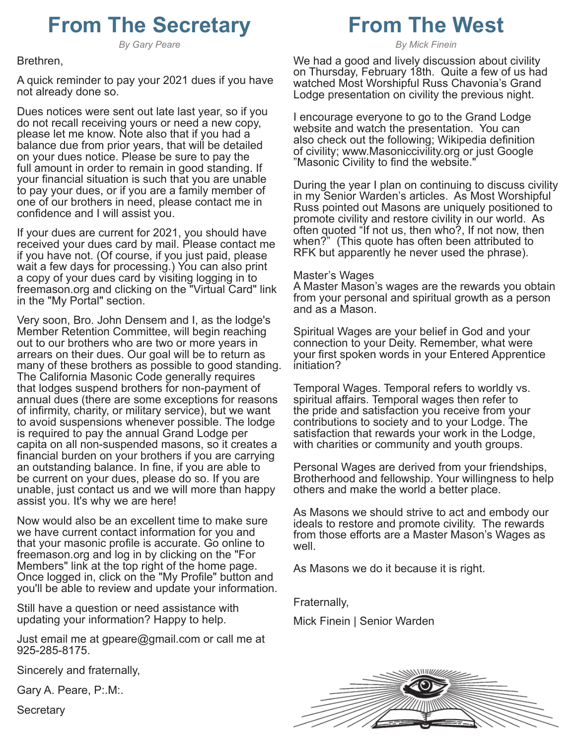# From The Secretary

*By Gary Peare*

Brethren,

A quick reminder to pay your 2021 dues if you have not already done so.

Dues notices were sent out late last year, so if you do not recall receiving yours or need a new copy, please let me know. Note also that if you had a balance due from prior years, that will be detailed on your dues notice. Please be sure to pay the full amount in order to remain in good standing. If your financial situation is such that you are unable to pay your dues, or if you are a family member of one of our brothers in need, please contact me in confidence and I will assist you.

If your dues are current for 2021, you should have received your dues card by mail. Please contact me if you have not. (Of course, if you just paid, please wait a few days for processing.) You can also print a copy of your dues card by visiting logging in to freemason.org and clicking on the "Virtual Card" link in the "My Portal" section.

Very soon, Bro. John Densem and I, as the lodge's Member Retention Committee, will begin reaching out to our brothers who are two or more years in arrears on their dues. Our goal will be to return as many of these brothers as possible to good standing. The California Masonic Code generally requires that lodges suspend brothers for non-payment of annual dues (there are some exceptions for reasons of infirmity, charity, or military service), but we want to avoid suspensions whenever possible. The lodge is required to pay the annual Grand Lodge per capita on all non-suspended masons, so it creates a financial burden on your brothers if you are carrying an outstanding balance. In fine, if you are able to be current on your dues, please do so. If you are unable, just contact us and we will more than happy assist you. It's why we are here!

Now would also be an excellent time to make sure we have current contact information for you and that your masonic profile is accurate. Go online to freemason.org and log in by clicking on the "For Members" link at the top right of the home page. Once logged in, click on the "My Profile" button and you'll be able to review and update your information.

Still have a question or need assistance with updating your information? Happy to help.

Just email me at gpeare@gmail.com or call me at 925-285-8175.

Sincerely and fraternally,

Gary A. Peare, P:.M:.

Secretary

# From The West

*By Mick Finein*

We had a good and lively discussion about civility on Thursday, February 18th. Quite a few of us had watched Most Worshipful Russ Chavonia's Grand Lodge presentation on civility the previous night.

I encourage everyone to go to the Grand Lodge website and watch the presentation. You can also check out the following; Wikipedia definition of civility; www.Masoniccivility.org or just Google "Masonic Civility to find the website."

During the year I plan on continuing to discuss civility in my Senior Warden's articles. As Most Worshipful Russ pointed out Masons are uniquely positioned to promote civility and restore civility in our world. As often quoted "If not us, then who?, If not now, then when?" (This quote has often been attributed to RFK but apparently he never used the phrase).

Master's Wages
A Master Mason's wages are the rewards you obtain from your personal and spiritual growth as a person and as a Mason.

Spiritual Wages are your belief in God and your connection to your Deity. Remember, what were your first spoken words in your Entered Apprentice initiation?

Temporal Wages. Temporal refers to worldly vs. spiritual affairs. Temporal wages then refer to the pride and satisfaction you receive from your contributions to society and to your Lodge. The satisfaction that rewards your work in the Lodge, with charities or community and youth groups.

Personal Wages are derived from your friendships, Brotherhood and fellowship. Your willingness to help others and make the world a better place.

As Masons we should strive to act and embody our ideals to restore and promote civility. The rewards from those efforts are a Master Mason's Wages as well.

As Masons we do it because it is right.

Fraternally,

Mick Finein | Senior Warden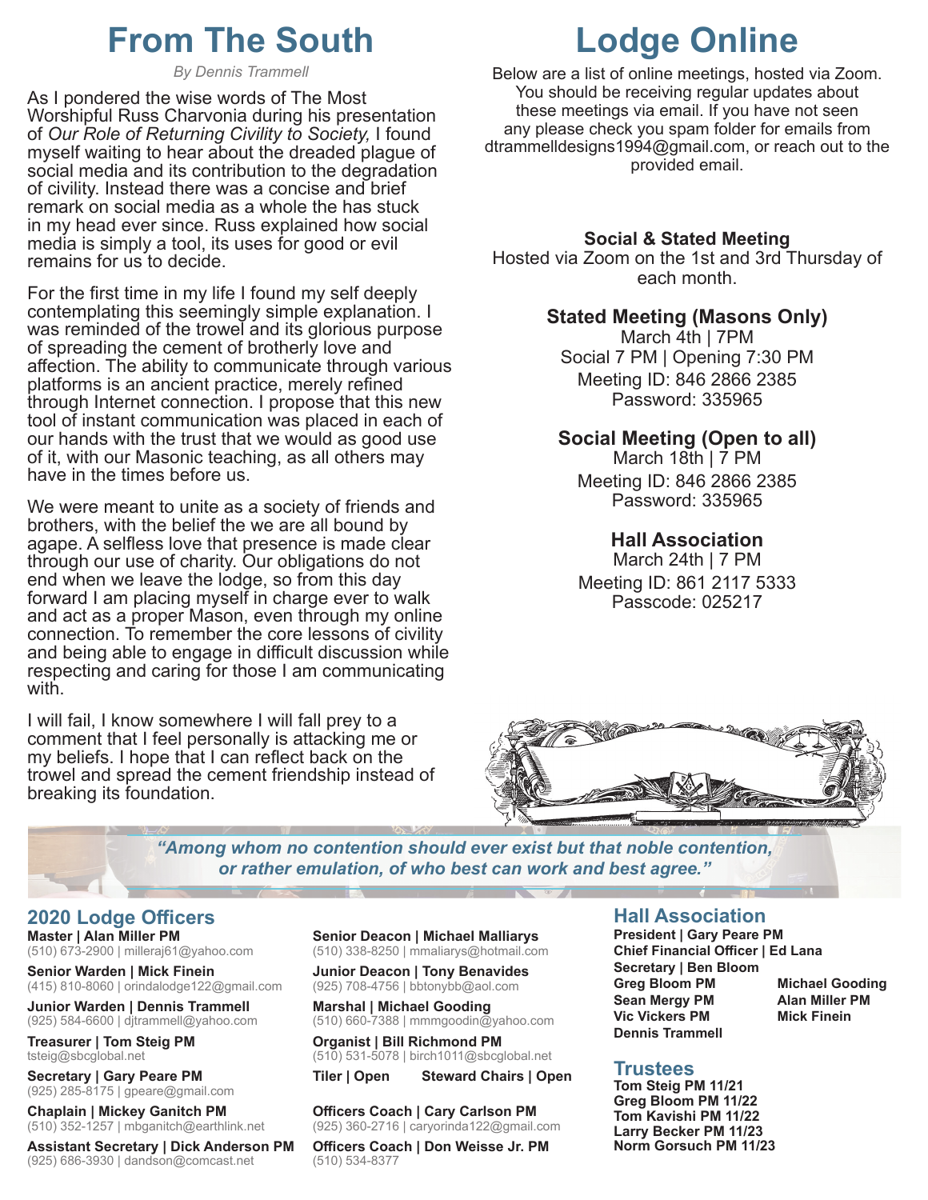# From The South

*By Dennis Trammell*

As I pondered the wise words of The Most Worshipful Russ Charvonia during his presentation of *Our Role of Returning Civility to Society,* I found myself waiting to hear about the dreaded plague of social media and its contribution to the degradation of civility. Instead there was a concise and brief remark on social media as a whole the has stuck in my head ever since. Russ explained how social media is simply a tool, its uses for good or evil remains for us to decide.

For the first time in my life I found my self deeply contemplating this seemingly simple explanation. I was reminded of the trowel and its glorious purpose of spreading the cement of brotherly love and affection. The ability to communicate through various platforms is an ancient practice, merely refined through Internet connection. I propose that this new tool of instant communication was placed in each of our hands with the trust that we would as good use of it, with our Masonic teaching, as all others may have in the times before us.

We were meant to unite as a society of friends and brothers, with the belief the we are all bound by agape. A selfless love that presence is made clear through our use of charity. Our obligations do not end when we leave the lodge, so from this day forward I am placing myself in charge ever to walk and act as a proper Mason, even through my online connection. To remember the core lessons of civility and being able to engage in difficult discussion while respecting and caring for those I am communicating with.

I will fail, I know somewhere I will fall prey to a comment that I feel personally is attacking me or my beliefs. I hope that I can reflect back on the trowel and spread the cement friendship instead of breaking its foundation.

# Lodge Online

Below are a list of online meetings, hosted via Zoom. You should be receiving regular updates about these meetings via email. If you have not seen any please check you spam folder for emails from dtrammelldesigns1994@gmail.com, or reach out to the provided email.

**Social & Stated Meeting**
Hosted via Zoom on the 1st and 3rd Thursday of each month.

### Stated Meeting (Masons Only)
March 4th | 7PM
Social 7 PM | Opening 7:30 PM
Meeting ID: 846 2866 2385
Password: 335965

### Social Meeting (Open to all)
March 18th | 7 PM
Meeting ID: 846 2866 2385
Password: 335965

### Hall Association
March 24th | 7 PM
Meeting ID: 861 2117 5333
Passcode: 025217

*"Among whom no contention should ever exist but that noble contention, or rather emulation, of who best can work and best agree."*

## 2020 Lodge Officers

**Master | Alan Miller PM**
(510) 673-2900 | milleraj61@yahoo.com

**Senior Warden | Mick Finein**
(415) 810-8060 | orindalodge122@gmail.com

**Junior Warden | Dennis Trammell**
(925) 584-6600 | djtrammell@yahoo.com

**Treasurer | Tom Steig PM**
tsteig@sbcglobal.net

**Secretary | Gary Peare PM**
(925) 285-8175 | gpeare@gmail.com

**Chaplain | Mickey Ganitch PM**
(510) 352-1257 | mbganitch@earthlink.net

**Assistant Secretary | Dick Anderson PM**
(925) 686-3930 | dandson@comcast.net

**Senior Deacon | Michael Malliarys**
(510) 338-8250 | mmaliarys@hotmail.com

**Junior Deacon | Tony Benavides**
(925) 708-4756 | bbtonybb@aol.com

**Marshal | Michael Gooding**
(510) 660-7388 | mmmgoodin@yahoo.com

**Organist | Bill Richmond PM**
(510) 531-5078 | birch1011@sbcglobal.net

**Tiler | Open**

**Steward Chairs | Open**

**Officers Coach | Cary Carlson PM**
(925) 360-2716 | caryorinda122@gmail.com

**Officers Coach | Don Weisse Jr. PM**
(510) 534-8377

## Hall Association

**President | Gary Peare PM**
**Chief Financial Officer | Ed Lana**
**Secretary | Ben Bloom**
**Greg Bloom PM**
**Sean Mergy PM**
**Vic Vickers PM**
**Dennis Trammell**
**Michael Gooding**
**Alan Miller PM**
**Mick Finein**

## Trustees

**Tom Steig PM 11/21**
**Greg Bloom PM 11/22**
**Tom Kavishi PM 11/22**
**Larry Becker PM 11/23**
**Norm Gorsuch PM 11/23**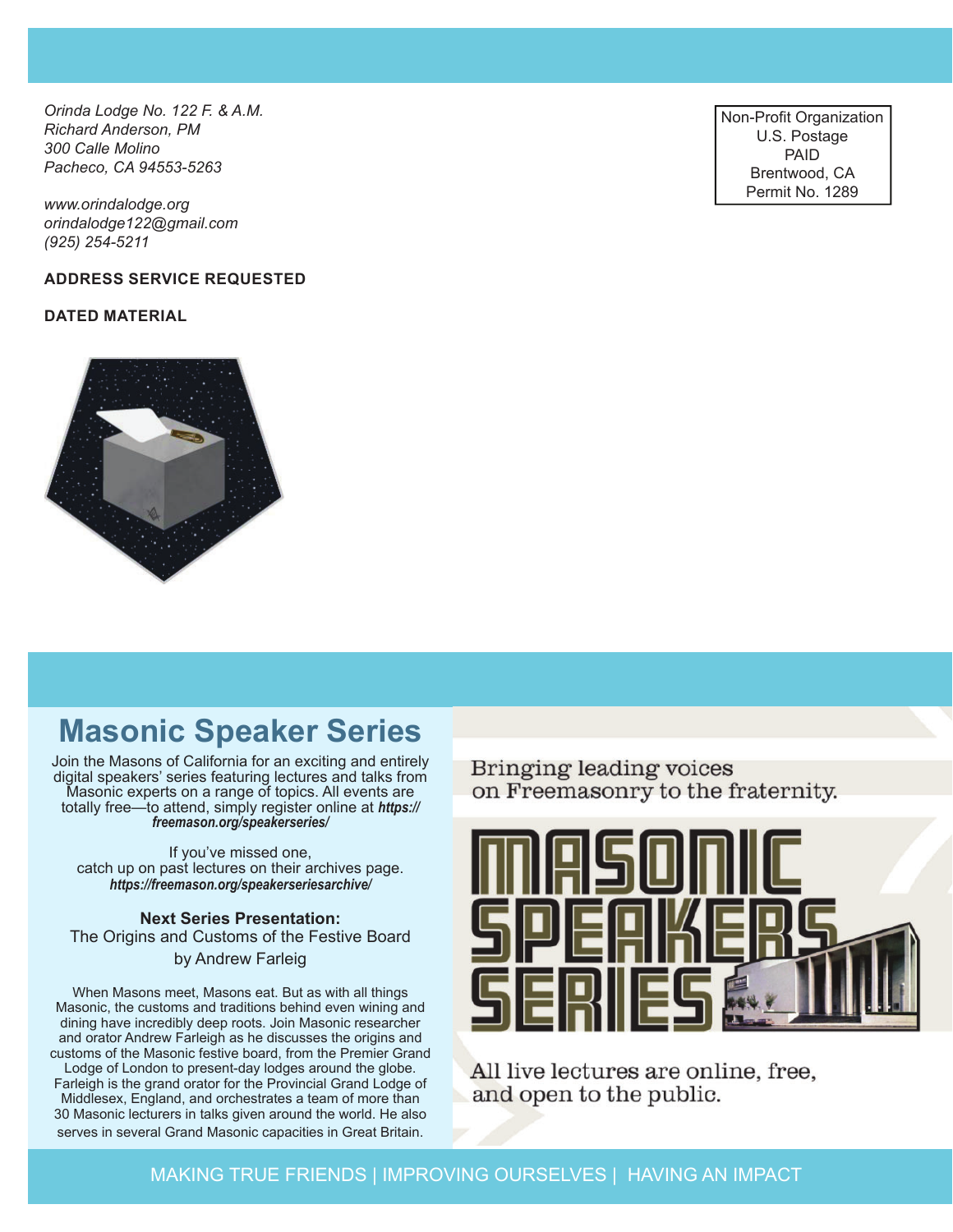*Orinda Lodge No. 122 F. & A.M.*
*Richard Anderson, PM*
*300 Calle Molino*
*Pacheco, CA 94553-5263*

*www.orindalodge.org*
*orindalodge122@gmail.com*
*(925) 254-5211*

**ADDRESS SERVICE REQUESTED**

**DATED MATERIAL**

Non-Profit Organization
U.S. Postage
PAID
Brentwood, CA
Permit No. 1289

## Masonic Speaker Series

Join the Masons of California for an exciting and entirely digital speakers' series featuring lectures and talks from Masonic experts on a range of topics. All events are totally free—to attend, simply register online at ***https://freemason.org/speakerseries/***

If you've missed one,
catch up on past lectures on their archives page.
***https://freemason.org/speakerseriesarchive/***

**Next Series Presentation:**
The Origins and Customs of the Festive Board
by Andrew Farleig

When Masons meet, Masons eat. But as with all things Masonic, the customs and traditions behind even wining and dining have incredibly deep roots. Join Masonic researcher and orator Andrew Farleigh as he discusses the origins and customs of the Masonic festive board, from the Premier Grand Lodge of London to present-day lodges around the globe. Farleigh is the grand orator for the Provincial Grand Lodge of Middlesex, England, and orchestrates a team of more than 30 Masonic lecturers in talks given around the world. He also serves in several Grand Masonic capacities in Great Britain.

Bringing leading voices
on Freemasonry to the fraternity.

MASONIC SPEAKERS SERIES

All live lectures are online, free,
and open to the public.

MAKING TRUE FRIENDS | IMPROVING OURSELVES | HAVING AN IMPACT